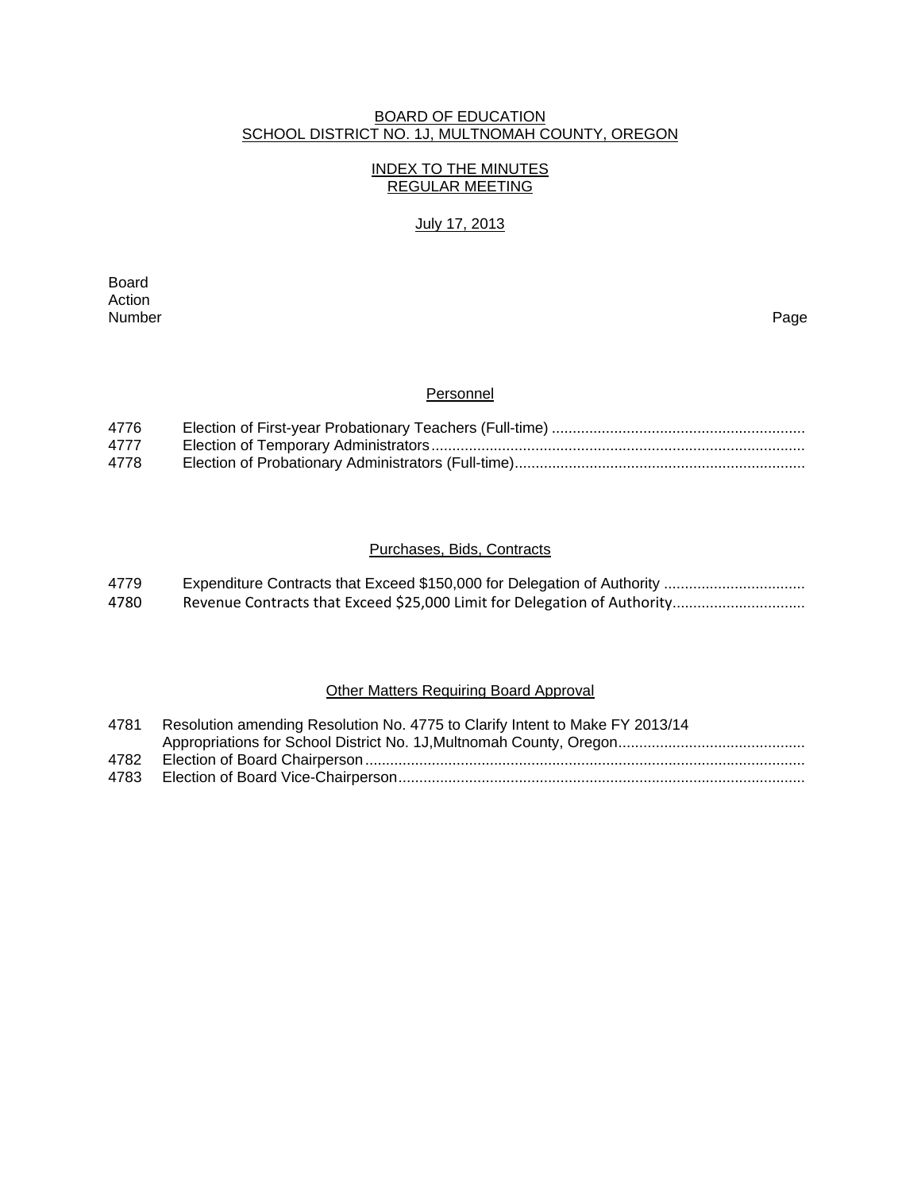BOARD OF EDUCATION
SCHOOL DISTRICT NO. 1J, MULTNOMAH COUNTY, OREGON

INDEX TO THE MINUTES
REGULAR MEETING

July 17, 2013

| Board Action Number | | Page |
|---|---|---|
| | **Personnel** | |
| 4776 | Election of First-year Probationary Teachers (Full-time) | |
| 4777 | Election of Temporary Administrators | |
| 4778 | Election of Probationary Administrators (Full-time) | |
| | **Purchases, Bids, Contracts** | |
| 4779 | Expenditure Contracts that Exceed $150,000 for Delegation of Authority | |
| 4780 | Revenue Contracts that Exceed $25,000 Limit for Delegation of Authority | |
| | **Other Matters Requiring Board Approval** | |
| 4781 | Resolution amending Resolution No. 4775 to Clarify Intent to Make FY 2013/14 Appropriations for School District No. 1J,Multnomah County, Oregon | |
| 4782 | Election of Board Chairperson | |
| 4783 | Election of Board Vice-Chairperson | |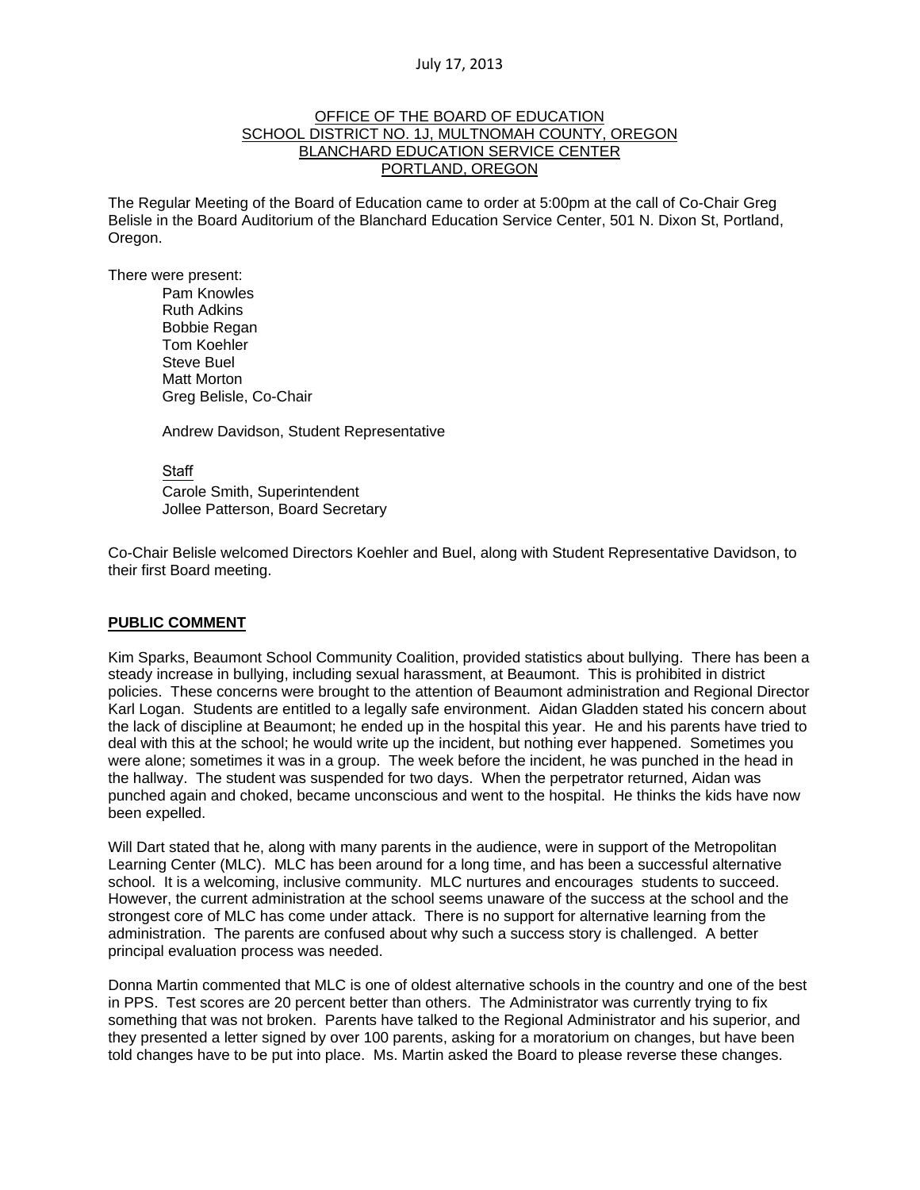July 17, 2013

OFFICE OF THE BOARD OF EDUCATION
SCHOOL DISTRICT NO. 1J, MULTNOMAH COUNTY, OREGON
BLANCHARD EDUCATION SERVICE CENTER
PORTLAND, OREGON

The Regular Meeting of the Board of Education came to order at 5:00pm at the call of Co-Chair Greg Belisle in the Board Auditorium of the Blanchard Education Service Center, 501 N. Dixon St, Portland, Oregon.

There were present:

Pam Knowles
Ruth Adkins
Bobbie Regan
Tom Koehler
Steve Buel
Matt Morton
Greg Belisle, Co-Chair

Andrew Davidson, Student Representative

Staff
Carole Smith, Superintendent
Jollee Patterson, Board Secretary

Co-Chair Belisle welcomed Directors Koehler and Buel, along with Student Representative Davidson, to their first Board meeting.

**PUBLIC COMMENT**

Kim Sparks, Beaumont School Community Coalition, provided statistics about bullying. There has been a steady increase in bullying, including sexual harassment, at Beaumont. This is prohibited in district policies. These concerns were brought to the attention of Beaumont administration and Regional Director Karl Logan. Students are entitled to a legally safe environment. Aidan Gladden stated his concern about the lack of discipline at Beaumont; he ended up in the hospital this year. He and his parents have tried to deal with this at the school; he would write up the incident, but nothing ever happened. Sometimes you were alone; sometimes it was in a group. The week before the incident, he was punched in the head in the hallway. The student was suspended for two days. When the perpetrator returned, Aidan was punched again and choked, became unconscious and went to the hospital. He thinks the kids have now been expelled.

Will Dart stated that he, along with many parents in the audience, were in support of the Metropolitan Learning Center (MLC). MLC has been around for a long time, and has been a successful alternative school. It is a welcoming, inclusive community. MLC nurtures and encourages students to succeed. However, the current administration at the school seems unaware of the success at the school and the strongest core of MLC has come under attack. There is no support for alternative learning from the administration. The parents are confused about why such a success story is challenged. A better principal evaluation process was needed.

Donna Martin commented that MLC is one of oldest alternative schools in the country and one of the best in PPS. Test scores are 20 percent better than others. The Administrator was currently trying to fix something that was not broken. Parents have talked to the Regional Administrator and his superior, and they presented a letter signed by over 100 parents, asking for a moratorium on changes, but have been told changes have to be put into place. Ms. Martin asked the Board to please reverse these changes.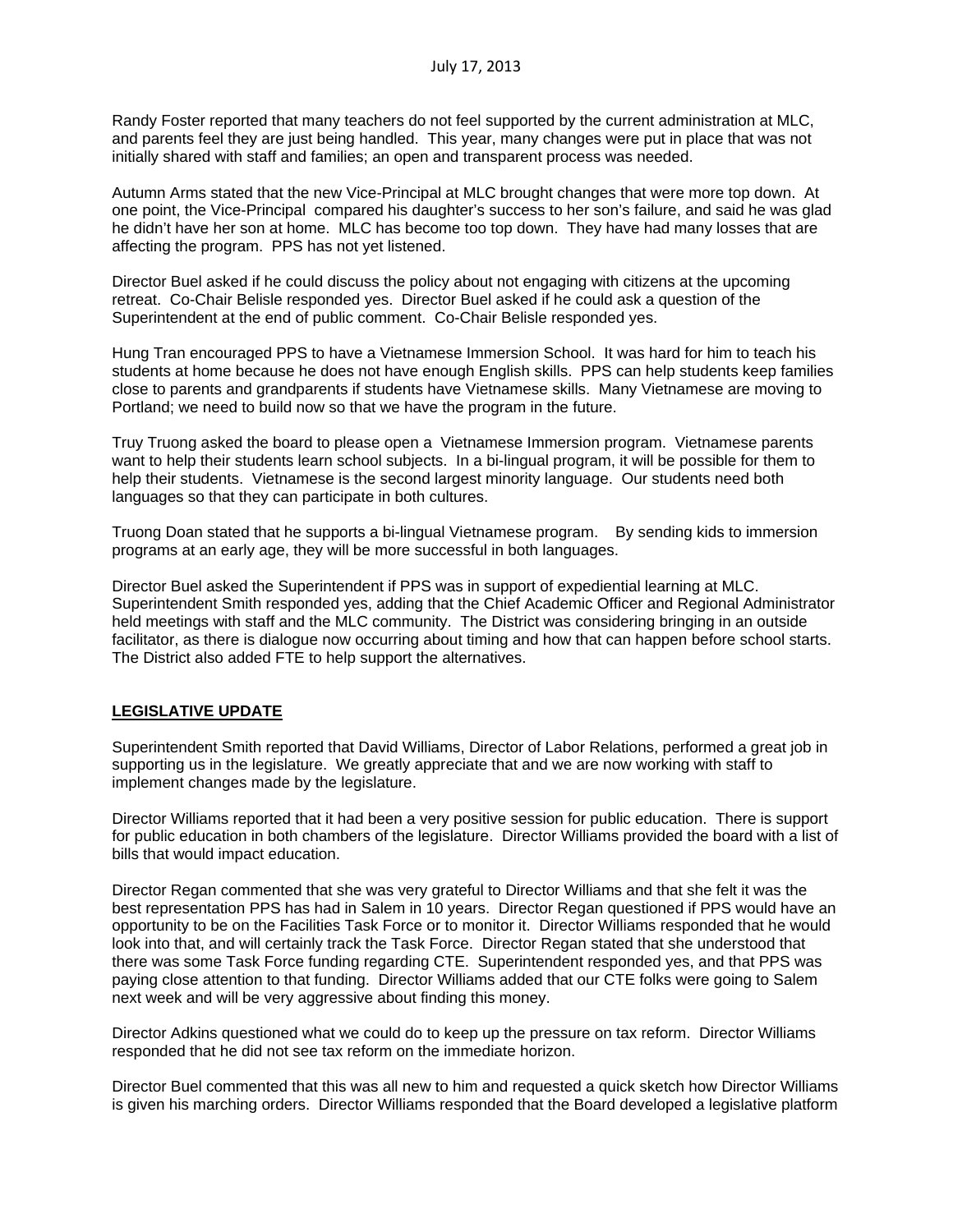Randy Foster reported that many teachers do not feel supported by the current administration at MLC, and parents feel they are just being handled. This year, many changes were put in place that was not initially shared with staff and families; an open and transparent process was needed.

Autumn Arms stated that the new Vice-Principal at MLC brought changes that were more top down. At one point, the Vice-Principal compared his daughter's success to her son's failure, and said he was glad he didn't have her son at home. MLC has become too top down. They have had many losses that are affecting the program. PPS has not yet listened.

Director Buel asked if he could discuss the policy about not engaging with citizens at the upcoming retreat. Co-Chair Belisle responded yes. Director Buel asked if he could ask a question of the Superintendent at the end of public comment. Co-Chair Belisle responded yes.

Hung Tran encouraged PPS to have a Vietnamese Immersion School. It was hard for him to teach his students at home because he does not have enough English skills. PPS can help students keep families close to parents and grandparents if students have Vietnamese skills. Many Vietnamese are moving to Portland; we need to build now so that we have the program in the future.

Truy Truong asked the board to please open a Vietnamese Immersion program. Vietnamese parents want to help their students learn school subjects. In a bi-lingual program, it will be possible for them to help their students. Vietnamese is the second largest minority language. Our students need both languages so that they can participate in both cultures.

Truong Doan stated that he supports a bi-lingual Vietnamese program. By sending kids to immersion programs at an early age, they will be more successful in both languages.

Director Buel asked the Superintendent if PPS was in support of expediential learning at MLC. Superintendent Smith responded yes, adding that the Chief Academic Officer and Regional Administrator held meetings with staff and the MLC community. The District was considering bringing in an outside facilitator, as there is dialogue now occurring about timing and how that can happen before school starts. The District also added FTE to help support the alternatives.

## LEGISLATIVE UPDATE

Superintendent Smith reported that David Williams, Director of Labor Relations, performed a great job in supporting us in the legislature. We greatly appreciate that and we are now working with staff to implement changes made by the legislature.

Director Williams reported that it had been a very positive session for public education. There is support for public education in both chambers of the legislature. Director Williams provided the board with a list of bills that would impact education.

Director Regan commented that she was very grateful to Director Williams and that she felt it was the best representation PPS has had in Salem in 10 years. Director Regan questioned if PPS would have an opportunity to be on the Facilities Task Force or to monitor it. Director Williams responded that he would look into that, and will certainly track the Task Force. Director Regan stated that she understood that there was some Task Force funding regarding CTE. Superintendent responded yes, and that PPS was paying close attention to that funding. Director Williams added that our CTE folks were going to Salem next week and will be very aggressive about finding this money.

Director Adkins questioned what we could do to keep up the pressure on tax reform. Director Williams responded that he did not see tax reform on the immediate horizon.

Director Buel commented that this was all new to him and requested a quick sketch how Director Williams is given his marching orders. Director Williams responded that the Board developed a legislative platform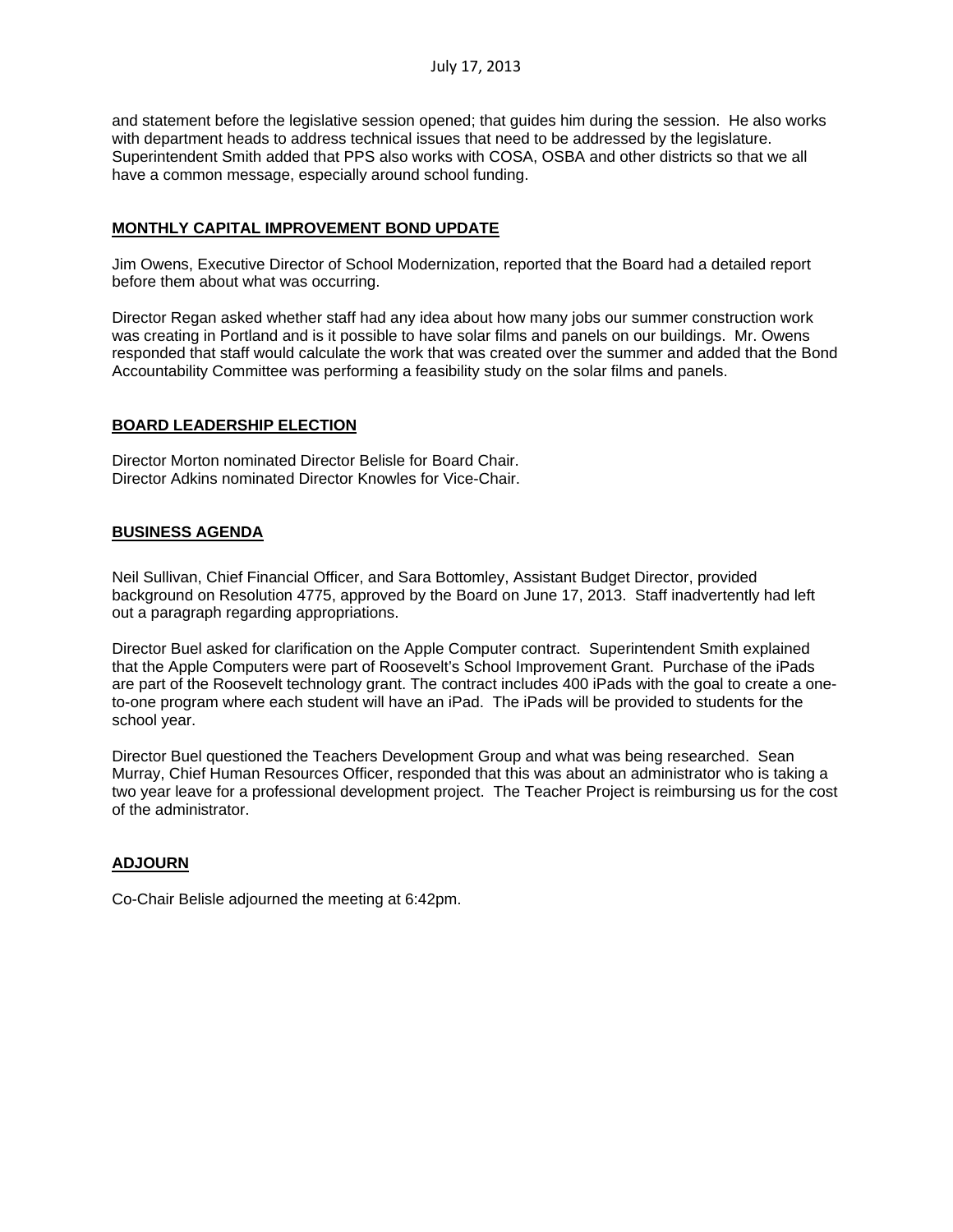and statement before the legislative session opened; that guides him during the session. He also works with department heads to address technical issues that need to be addressed by the legislature. Superintendent Smith added that PPS also works with COSA, OSBA and other districts so that we all have a common message, especially around school funding.

## MONTHLY CAPITAL IMPROVEMENT BOND UPDATE

Jim Owens, Executive Director of School Modernization, reported that the Board had a detailed report before them about what was occurring.

Director Regan asked whether staff had any idea about how many jobs our summer construction work was creating in Portland and is it possible to have solar films and panels on our buildings. Mr. Owens responded that staff would calculate the work that was created over the summer and added that the Bond Accountability Committee was performing a feasibility study on the solar films and panels.

## BOARD LEADERSHIP ELECTION

Director Morton nominated Director Belisle for Board Chair.
Director Adkins nominated Director Knowles for Vice-Chair.

## BUSINESS AGENDA

Neil Sullivan, Chief Financial Officer, and Sara Bottomley, Assistant Budget Director, provided background on Resolution 4775, approved by the Board on June 17, 2013. Staff inadvertently had left out a paragraph regarding appropriations.

Director Buel asked for clarification on the Apple Computer contract. Superintendent Smith explained that the Apple Computers were part of Roosevelt's School Improvement Grant. Purchase of the iPads are part of the Roosevelt technology grant. The contract includes 400 iPads with the goal to create a one-to-one program where each student will have an iPad. The iPads will be provided to students for the school year.

Director Buel questioned the Teachers Development Group and what was being researched. Sean Murray, Chief Human Resources Officer, responded that this was about an administrator who is taking a two year leave for a professional development project. The Teacher Project is reimbursing us for the cost of the administrator.

## ADJOURN

Co-Chair Belisle adjourned the meeting at 6:42pm.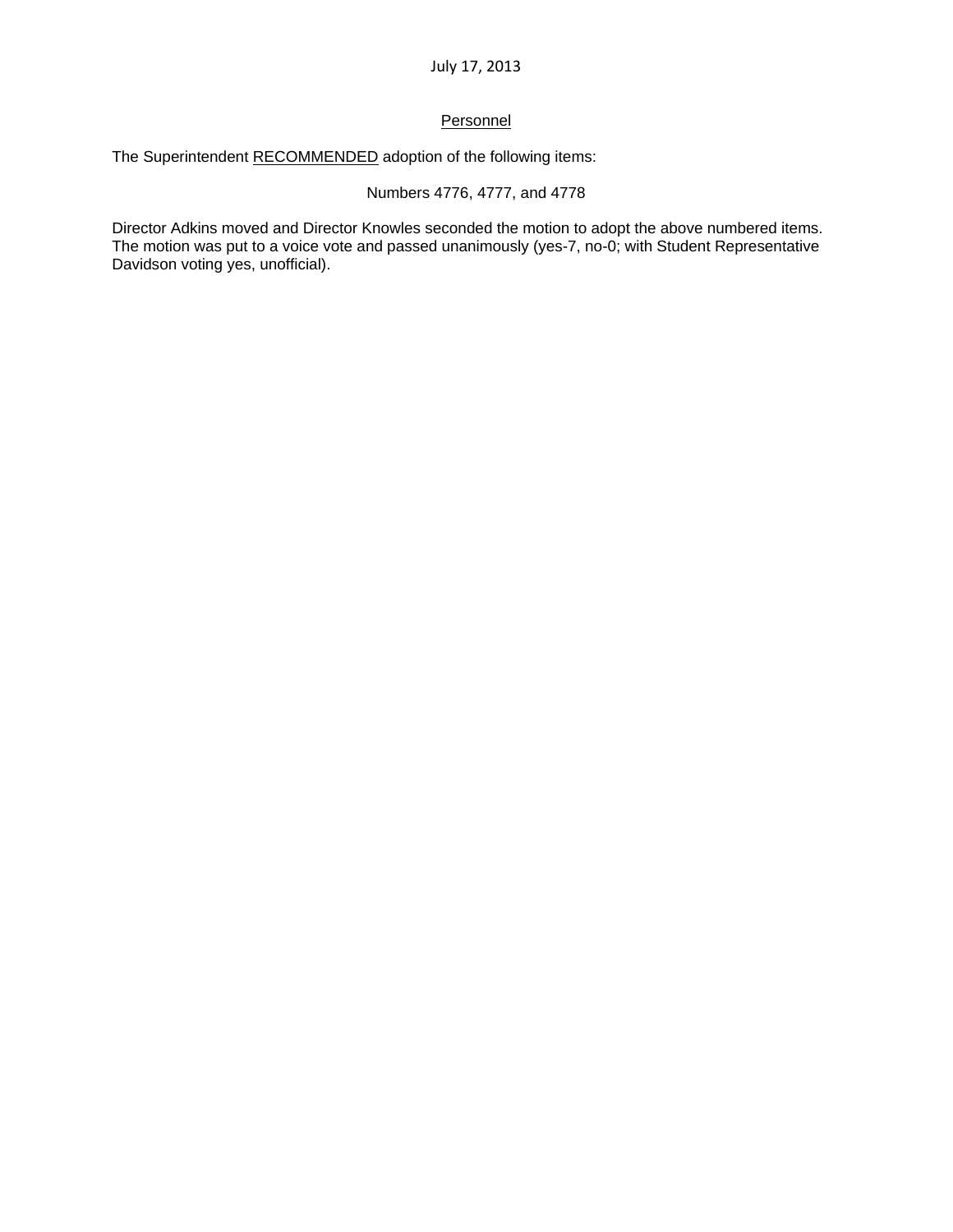July 17, 2013

## Personnel

The Superintendent RECOMMENDED adoption of the following items:

Numbers 4776, 4777, and 4778

Director Adkins moved and Director Knowles seconded the motion to adopt the above numbered items. The motion was put to a voice vote and passed unanimously (yes-7, no-0; with Student Representative Davidson voting yes, unofficial).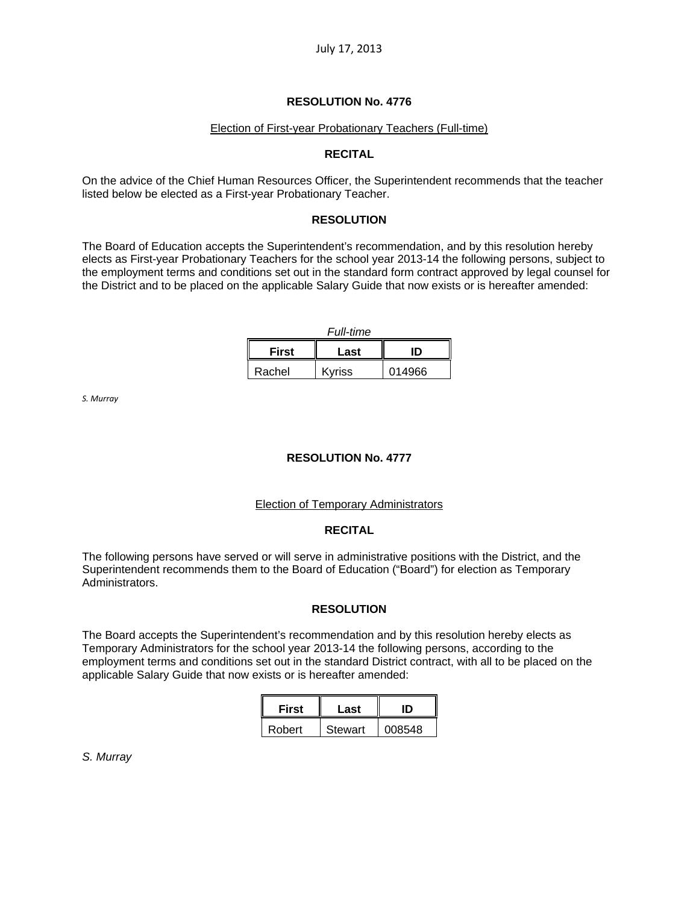July 17, 2013

## RESOLUTION No. 4776

Election of First-year Probationary Teachers (Full-time)

### RECITAL

On the advice of the Chief Human Resources Officer, the Superintendent recommends that the teacher listed below be elected as a First-year Probationary Teacher.

### RESOLUTION

The Board of Education accepts the Superintendent's recommendation, and by this resolution hereby elects as First-year Probationary Teachers for the school year 2013-14 the following persons, subject to the employment terms and conditions set out in the standard form contract approved by legal counsel for the District and to be placed on the applicable Salary Guide that now exists or is hereafter amended:

*Full-time*

| First | Last | ID |
|---|---|---|
| Rachel | Kyriss | 014966 |

*S. Murray*

## RESOLUTION No. 4777

Election of Temporary Administrators

### RECITAL

The following persons have served or will serve in administrative positions with the District, and the Superintendent recommends them to the Board of Education ("Board") for election as Temporary Administrators.

### RESOLUTION

The Board accepts the Superintendent's recommendation and by this resolution hereby elects as Temporary Administrators for the school year 2013-14 the following persons, according to the employment terms and conditions set out in the standard District contract, with all to be placed on the applicable Salary Guide that now exists or is hereafter amended:

| First | Last | ID |
|---|---|---|
| Robert | Stewart | 008548 |

*S. Murray*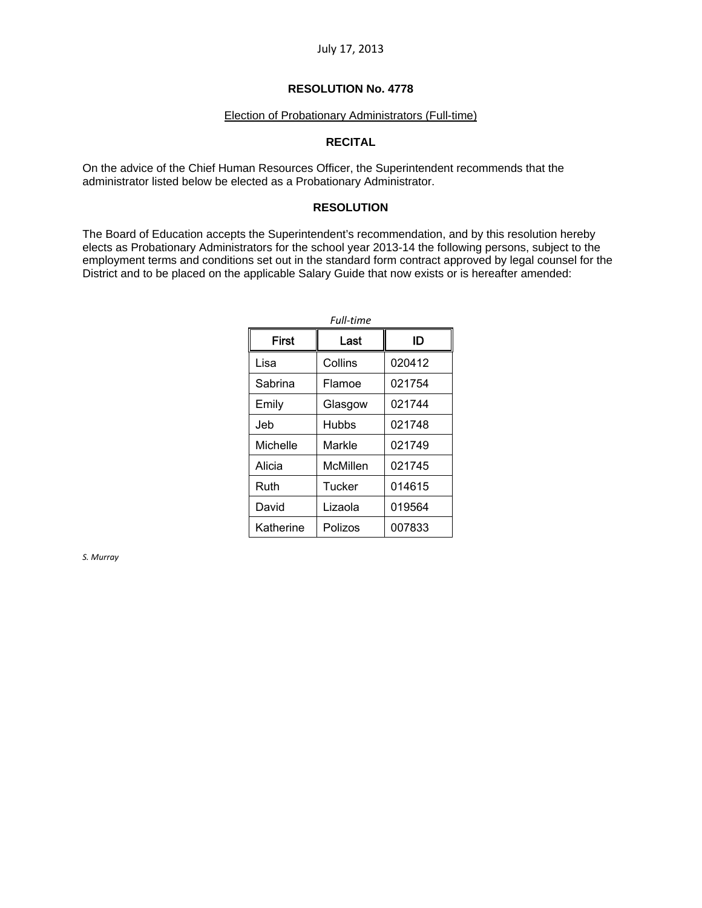July 17, 2013

**RESOLUTION No. 4778**

Election of Probationary Administrators (Full-time)

**RECITAL**

On the advice of the Chief Human Resources Officer, the Superintendent recommends that the administrator listed below be elected as a Probationary Administrator.

**RESOLUTION**

The Board of Education accepts the Superintendent's recommendation, and by this resolution hereby elects as Probationary Administrators for the school year 2013-14 the following persons, subject to the employment terms and conditions set out in the standard form contract approved by legal counsel for the District and to be placed on the applicable Salary Guide that now exists or is hereafter amended:

*Full-time*

| First | Last | ID |
|---|---|---|
| Lisa | Collins | 020412 |
| Sabrina | Flamoe | 021754 |
| Emily | Glasgow | 021744 |
| Jeb | Hubbs | 021748 |
| Michelle | Markle | 021749 |
| Alicia | McMillen | 021745 |
| Ruth | Tucker | 014615 |
| David | Lizaola | 019564 |
| Katherine | Polizos | 007833 |

*S. Murray*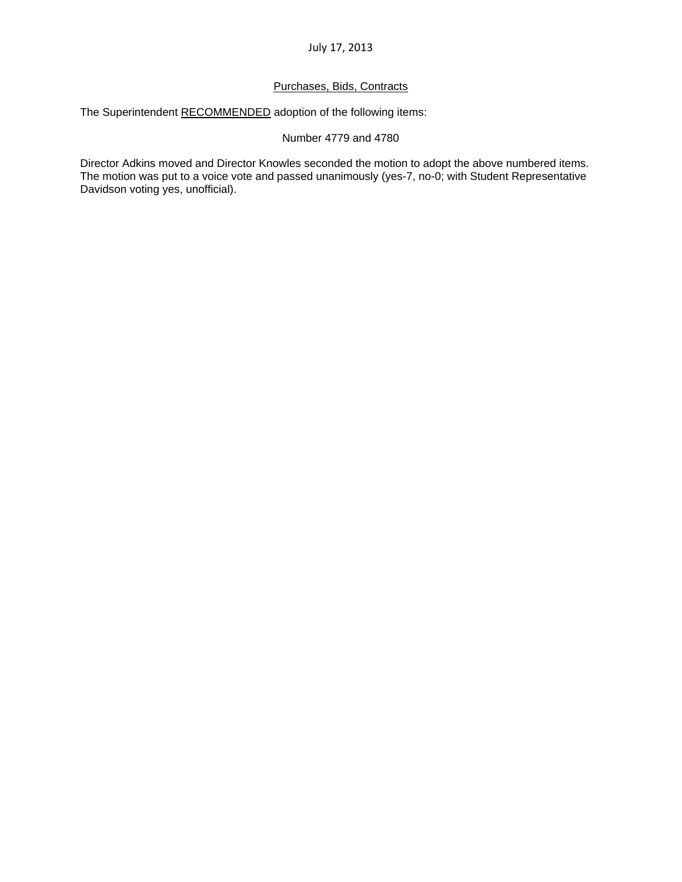July 17, 2013

## Purchases, Bids, Contracts

The Superintendent RECOMMENDED adoption of the following items:

Number 4779 and 4780

Director Adkins moved and Director Knowles seconded the motion to adopt the above numbered items. The motion was put to a voice vote and passed unanimously (yes-7, no-0; with Student Representative Davidson voting yes, unofficial).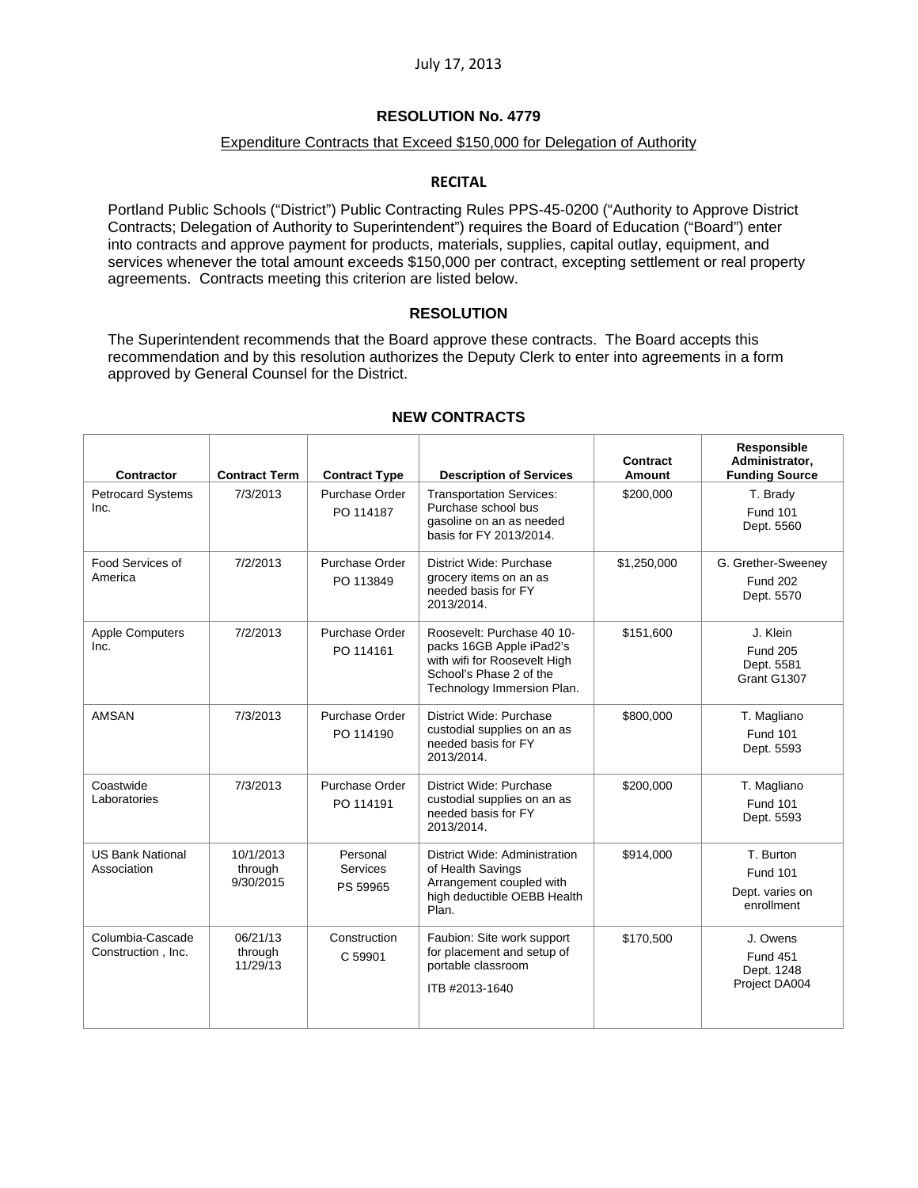July 17, 2013

# RESOLUTION No. 4779

Expenditure Contracts that Exceed $150,000 for Delegation of Authority

## RECITAL

Portland Public Schools ("District") Public Contracting Rules PPS-45-0200 ("Authority to Approve District Contracts; Delegation of Authority to Superintendent") requires the Board of Education ("Board") enter into contracts and approve payment for products, materials, supplies, capital outlay, equipment, and services whenever the total amount exceeds $150,000 per contract, excepting settlement or real property agreements. Contracts meeting this criterion are listed below.

## RESOLUTION

The Superintendent recommends that the Board approve these contracts. The Board accepts this recommendation and by this resolution authorizes the Deputy Clerk to enter into agreements in a form approved by General Counsel for the District.

## NEW CONTRACTS

| Contractor | Contract Term | Contract Type | Description of Services | Contract Amount | Responsible Administrator, Funding Source |
|---|---|---|---|---|---|
| Petrocard Systems Inc. | 7/3/2013 | Purchase Order PO 114187 | Transportation Services: Purchase school bus gasoline on an as needed basis for FY 2013/2014. | $200,000 | T. Brady Fund 101 Dept. 5560 |
| Food Services of America | 7/2/2013 | Purchase Order PO 113849 | District Wide: Purchase grocery items on an as needed basis for FY 2013/2014. | $1,250,000 | G. Grether-Sweeney Fund 202 Dept. 5570 |
| Apple Computers Inc. | 7/2/2013 | Purchase Order PO 114161 | Roosevelt: Purchase 40 10-packs 16GB Apple iPad2's with wifi for Roosevelt High School's Phase 2 of the Technology Immersion Plan. | $151,600 | J. Klein Fund 205 Dept. 5581 Grant G1307 |
| AMSAN | 7/3/2013 | Purchase Order PO 114190 | District Wide: Purchase custodial supplies on an as needed basis for FY 2013/2014. | $800,000 | T. Magliano Fund 101 Dept. 5593 |
| Coastwide Laboratories | 7/3/2013 | Purchase Order PO 114191 | District Wide: Purchase custodial supplies on an as needed basis for FY 2013/2014. | $200,000 | T. Magliano Fund 101 Dept. 5593 |
| US Bank National Association | 10/1/2013 through 9/30/2015 | Personal Services PS 59965 | District Wide: Administration of Health Savings Arrangement coupled with high deductible OEBB Health Plan. | $914,000 | T. Burton Fund 101 Dept. varies on enrollment |
| Columbia-Cascade Construction , Inc. | 06/21/13 through 11/29/13 | Construction C 59901 | Faubion: Site work support for placement and setup of portable classroom ITB #2013-1640 | $170,500 | J. Owens Fund 451 Dept. 1248 Project DA004 |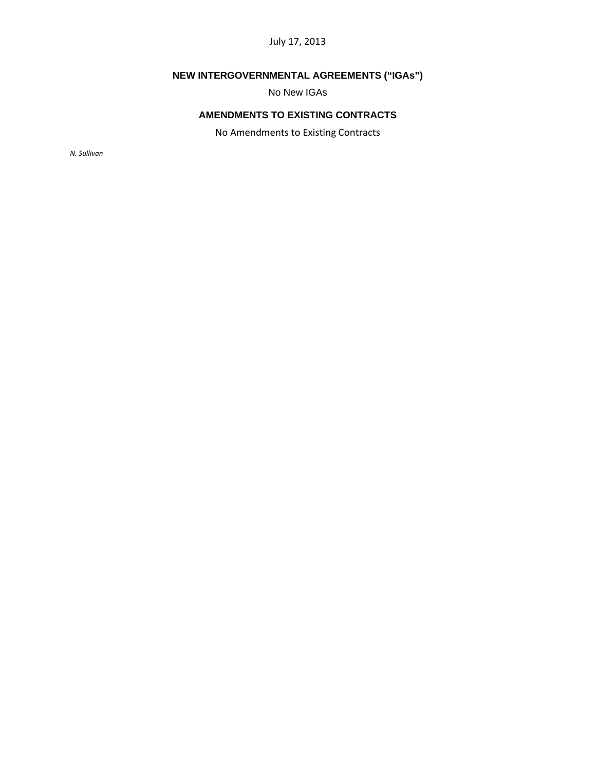July 17, 2013

## NEW INTERGOVERNMENTAL AGREEMENTS ("IGAs")

No New IGAs

## AMENDMENTS TO EXISTING CONTRACTS

No Amendments to Existing Contracts

*N. Sullivan*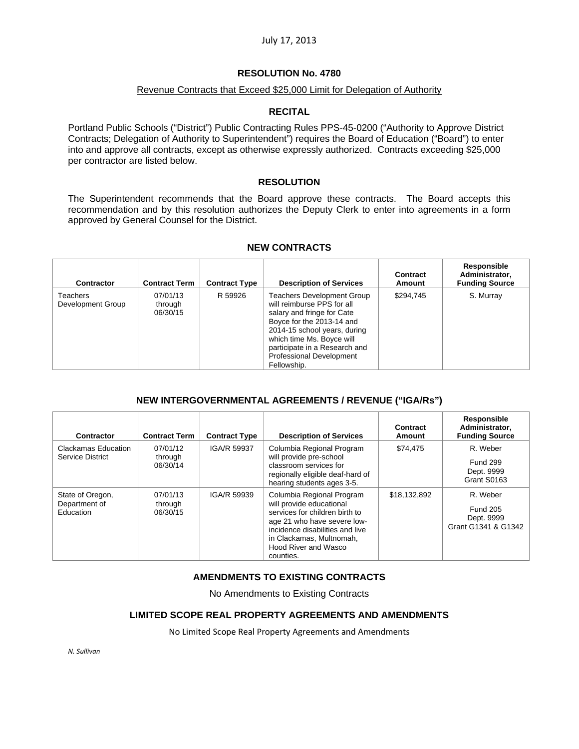July 17, 2013

## RESOLUTION No. 4780

Revenue Contracts that Exceed $25,000 Limit for Delegation of Authority

### RECITAL

Portland Public Schools ("District") Public Contracting Rules PPS-45-0200 ("Authority to Approve District Contracts; Delegation of Authority to Superintendent") requires the Board of Education ("Board") to enter into and approve all contracts, except as otherwise expressly authorized. Contracts exceeding $25,000 per contractor are listed below.

### RESOLUTION

The Superintendent recommends that the Board approve these contracts. The Board accepts this recommendation and by this resolution authorizes the Deputy Clerk to enter into agreements in a form approved by General Counsel for the District.

### NEW CONTRACTS

| Contractor | Contract Term | Contract Type | Description of Services | Contract Amount | Responsible Administrator, Funding Source |
|---|---|---|---|---|---|
| Teachers Development Group | 07/01/13 through 06/30/15 | R 59926 | Teachers Development Group will reimburse PPS for all salary and fringe for Cate Boyce for the 2013-14 and 2014-15 school years, during which time Ms. Boyce will participate in a Research and Professional Development Fellowship. | $294,745 | S. Murray |

### NEW INTERGOVERNMENTAL AGREEMENTS / REVENUE ("IGA/Rs")

| Contractor | Contract Term | Contract Type | Description of Services | Contract Amount | Responsible Administrator, Funding Source |
|---|---|---|---|---|---|
| Clackamas Education Service District | 07/01/12 through 06/30/14 | IGA/R 59937 | Columbia Regional Program will provide pre-school classroom services for regionally eligible deaf-hard of hearing students ages 3-5. | $74,475 | R. Weber<br>Fund 299<br>Dept. 9999<br>Grant S0163 |
| State of Oregon, Department of Education | 07/01/13 through 06/30/15 | IGA/R 59939 | Columbia Regional Program will provide educational services for children birth to age 21 who have severe low-incidence disabilities and live in Clackamas, Multnomah, Hood River and Wasco counties. | $18,132,892 | R. Weber<br>Fund 205<br>Dept. 9999<br>Grant G1341 & G1342 |

### AMENDMENTS TO EXISTING CONTRACTS

No Amendments to Existing Contracts

### LIMITED SCOPE REAL PROPERTY AGREEMENTS AND AMENDMENTS

No Limited Scope Real Property Agreements and Amendments

*N. Sullivan*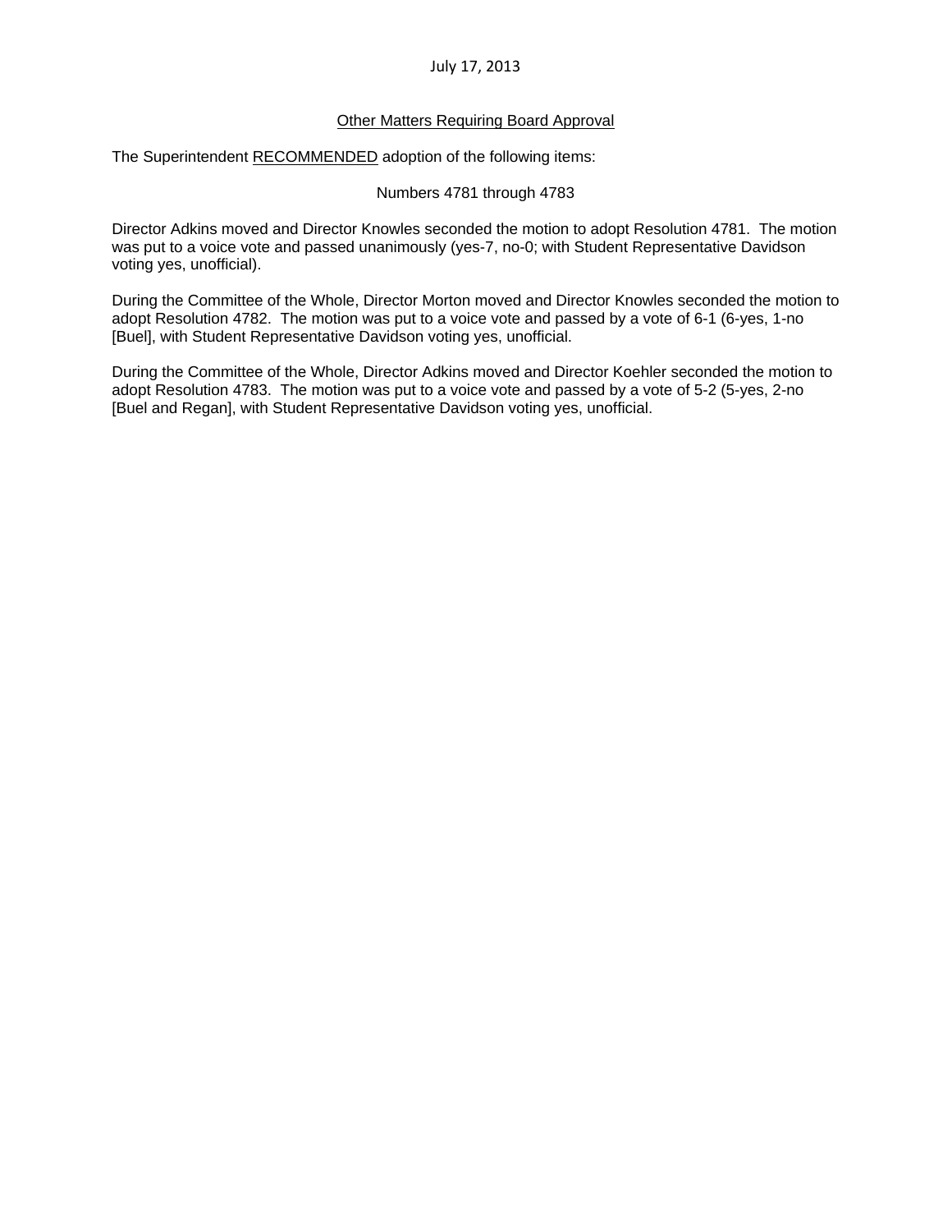July 17, 2013

## Other Matters Requiring Board Approval

The Superintendent RECOMMENDED adoption of the following items:

Numbers 4781 through 4783

Director Adkins moved and Director Knowles seconded the motion to adopt Resolution 4781. The motion was put to a voice vote and passed unanimously (yes-7, no-0; with Student Representative Davidson voting yes, unofficial).

During the Committee of the Whole, Director Morton moved and Director Knowles seconded the motion to adopt Resolution 4782. The motion was put to a voice vote and passed by a vote of 6-1 (6-yes, 1-no [Buel], with Student Representative Davidson voting yes, unofficial.

During the Committee of the Whole, Director Adkins moved and Director Koehler seconded the motion to adopt Resolution 4783. The motion was put to a voice vote and passed by a vote of 5-2 (5-yes, 2-no [Buel and Regan], with Student Representative Davidson voting yes, unofficial.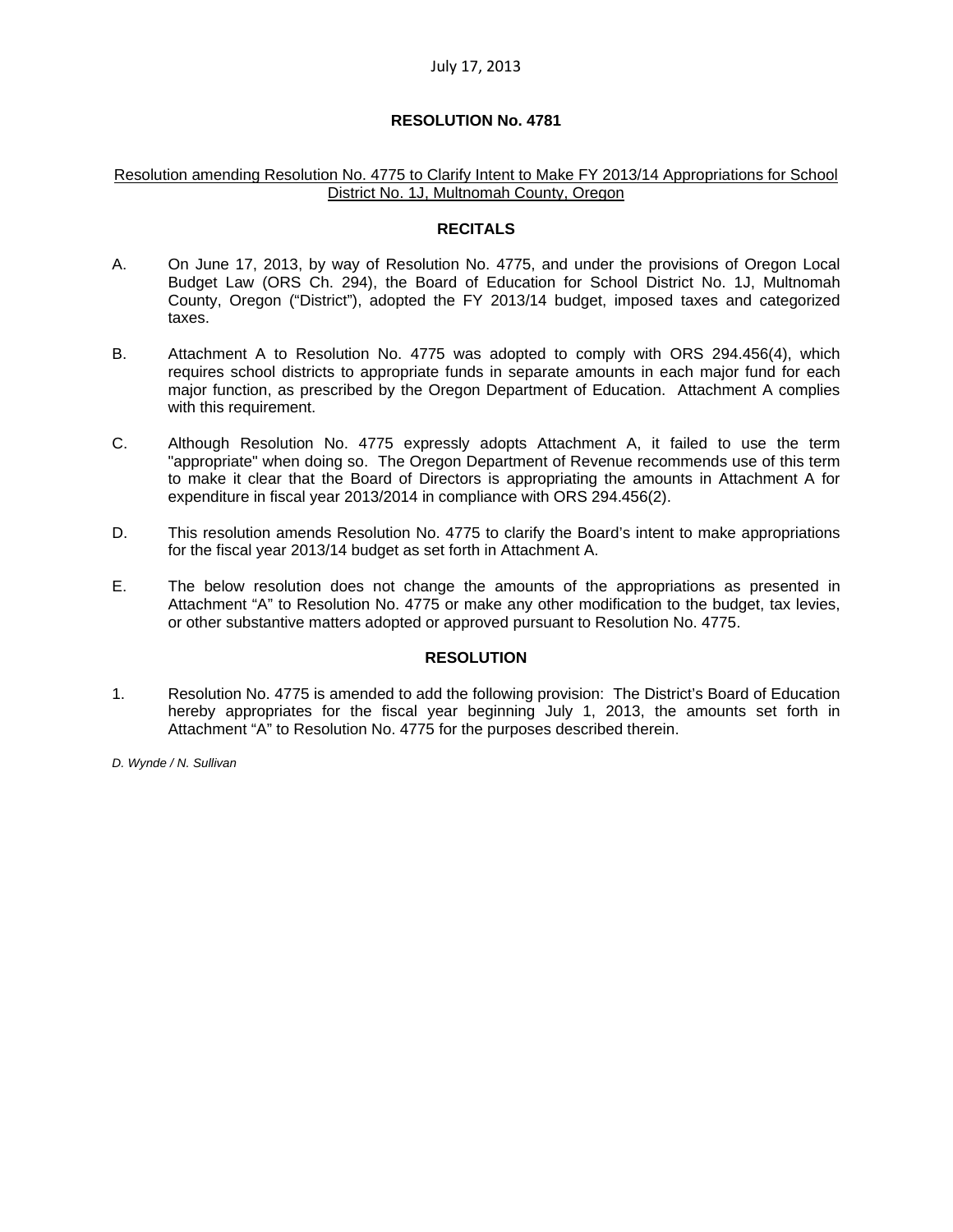July 17, 2013

# RESOLUTION No. 4781

Resolution amending Resolution No. 4775 to Clarify Intent to Make FY 2013/14 Appropriations for School District No. 1J, Multnomah County, Oregon

## RECITALS

A. On June 17, 2013, by way of Resolution No. 4775, and under the provisions of Oregon Local Budget Law (ORS Ch. 294), the Board of Education for School District No. 1J, Multnomah County, Oregon ("District"), adopted the FY 2013/14 budget, imposed taxes and categorized taxes.

B. Attachment A to Resolution No. 4775 was adopted to comply with ORS 294.456(4), which requires school districts to appropriate funds in separate amounts in each major fund for each major function, as prescribed by the Oregon Department of Education. Attachment A complies with this requirement.

C. Although Resolution No. 4775 expressly adopts Attachment A, it failed to use the term "appropriate" when doing so. The Oregon Department of Revenue recommends use of this term to make it clear that the Board of Directors is appropriating the amounts in Attachment A for expenditure in fiscal year 2013/2014 in compliance with ORS 294.456(2).

D. This resolution amends Resolution No. 4775 to clarify the Board's intent to make appropriations for the fiscal year 2013/14 budget as set forth in Attachment A.

E. The below resolution does not change the amounts of the appropriations as presented in Attachment "A" to Resolution No. 4775 or make any other modification to the budget, tax levies, or other substantive matters adopted or approved pursuant to Resolution No. 4775.

## RESOLUTION

1. Resolution No. 4775 is amended to add the following provision: The District's Board of Education hereby appropriates for the fiscal year beginning July 1, 2013, the amounts set forth in Attachment "A" to Resolution No. 4775 for the purposes described therein.

*D. Wynde / N. Sullivan*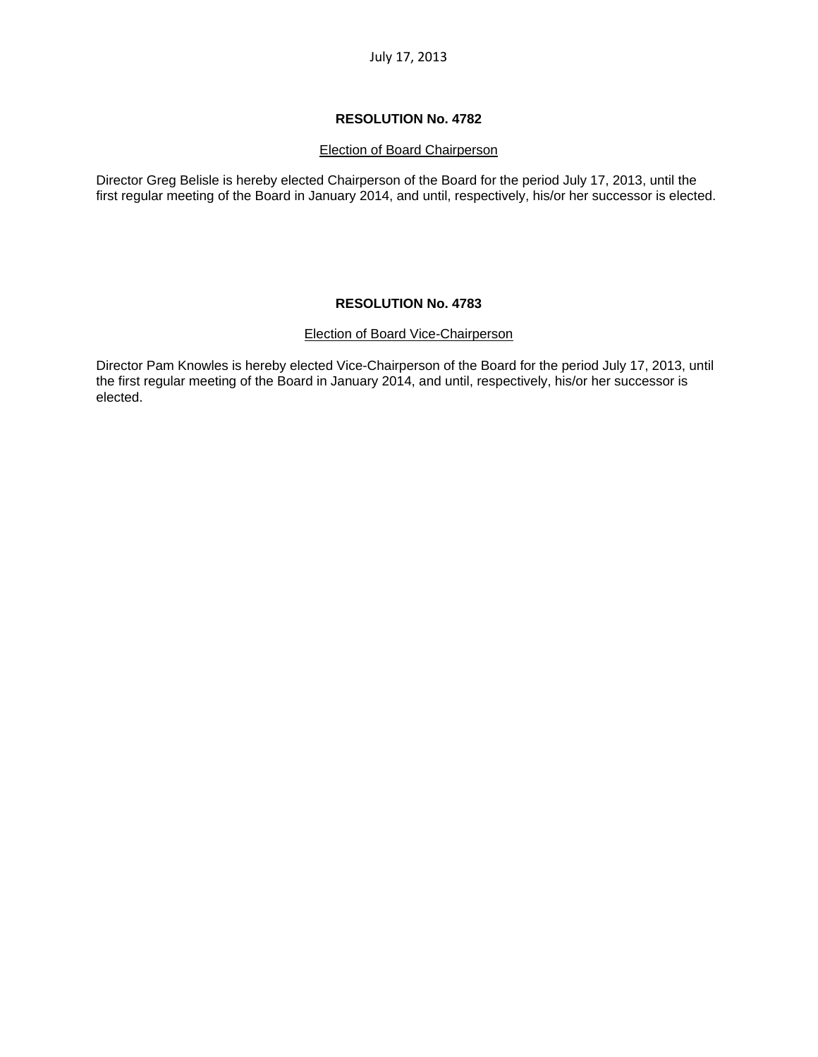July 17, 2013

**RESOLUTION No. 4782**

Election of Board Chairperson

Director Greg Belisle is hereby elected Chairperson of the Board for the period July 17, 2013, until the first regular meeting of the Board in January 2014, and until, respectively, his/or her successor is elected.

**RESOLUTION No. 4783**

Election of Board Vice-Chairperson

Director Pam Knowles is hereby elected Vice-Chairperson of the Board for the period July 17, 2013, until the first regular meeting of the Board in January 2014, and until, respectively, his/or her successor is elected.